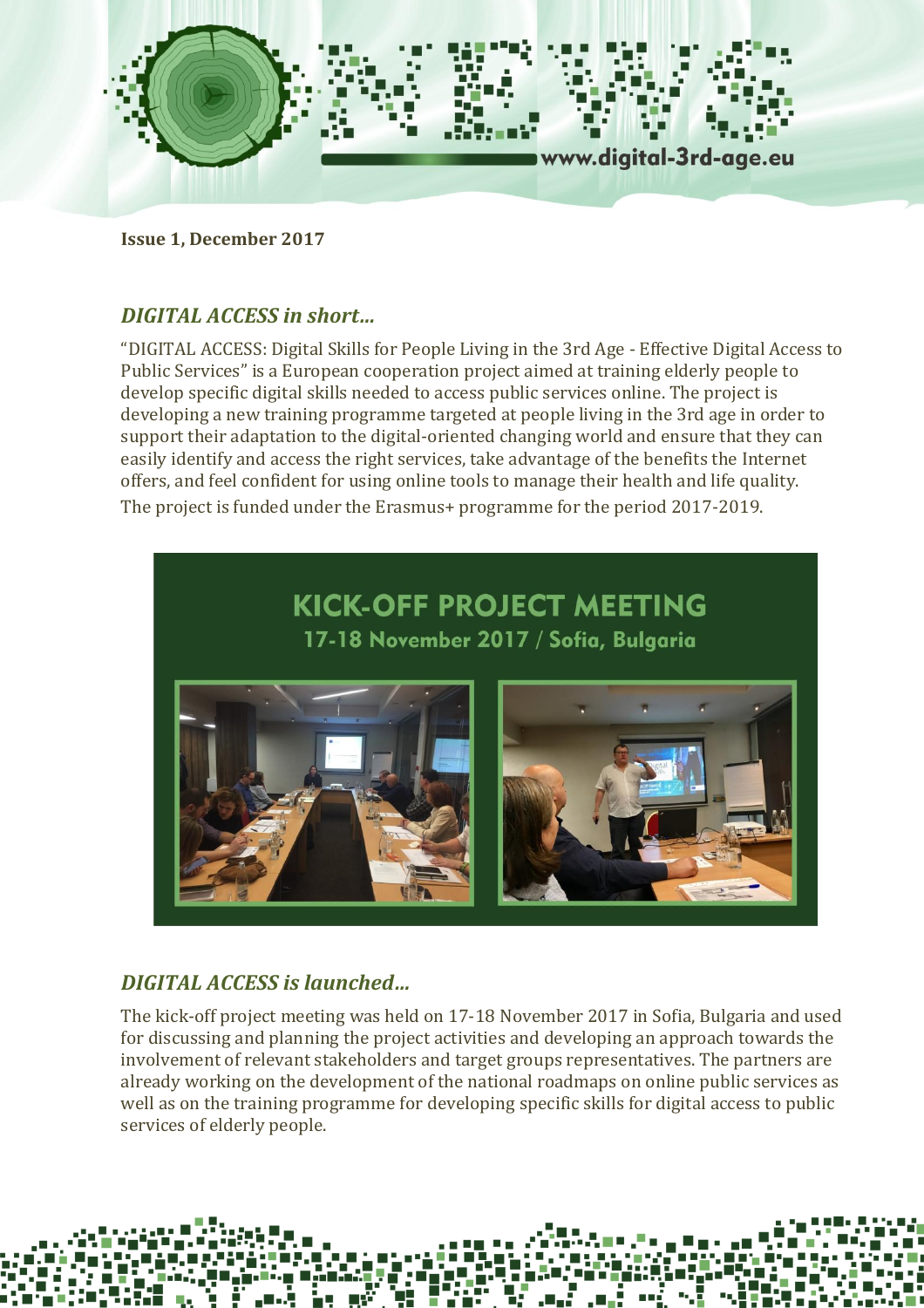# NEWS

www.digital-3rd-age.eu

**Issue 1, December 2017**

## *DIGITAL ACCESS in short…*

"DIGITAL ACCESS: Digital Skills for People Living in the 3rd Age - Effective Digital Access to Public Services" is a European cooperation project aimed at training elderly people to develop specific digital skills needed to access public services online. The project is developing a new training programme targeted at people living in the 3rd age in order to support their adaptation to the digital-oriented changing world and ensure that they can easily identify and access the right services, take advantage of the benefits the Internet offers, and feel confident for using online tools to manage their health and life quality.

The project is funded under the Erasmus+ programme for the period 2017-2019.

**KICK-OFF PROJECT MEETING**
**17-18 November 2017 / Sofia, Bulgaria**

## *DIGITAL ACCESS is launched…*

The kick-off project meeting was held on 17-18 November 2017 in Sofia, Bulgaria and used for discussing and planning the project activities and developing an approach towards the involvement of relevant stakeholders and target groups representatives. The partners are already working on the development of the national roadmaps on online public services as well as on the training programme for developing specific skills for digital access to public services of elderly people.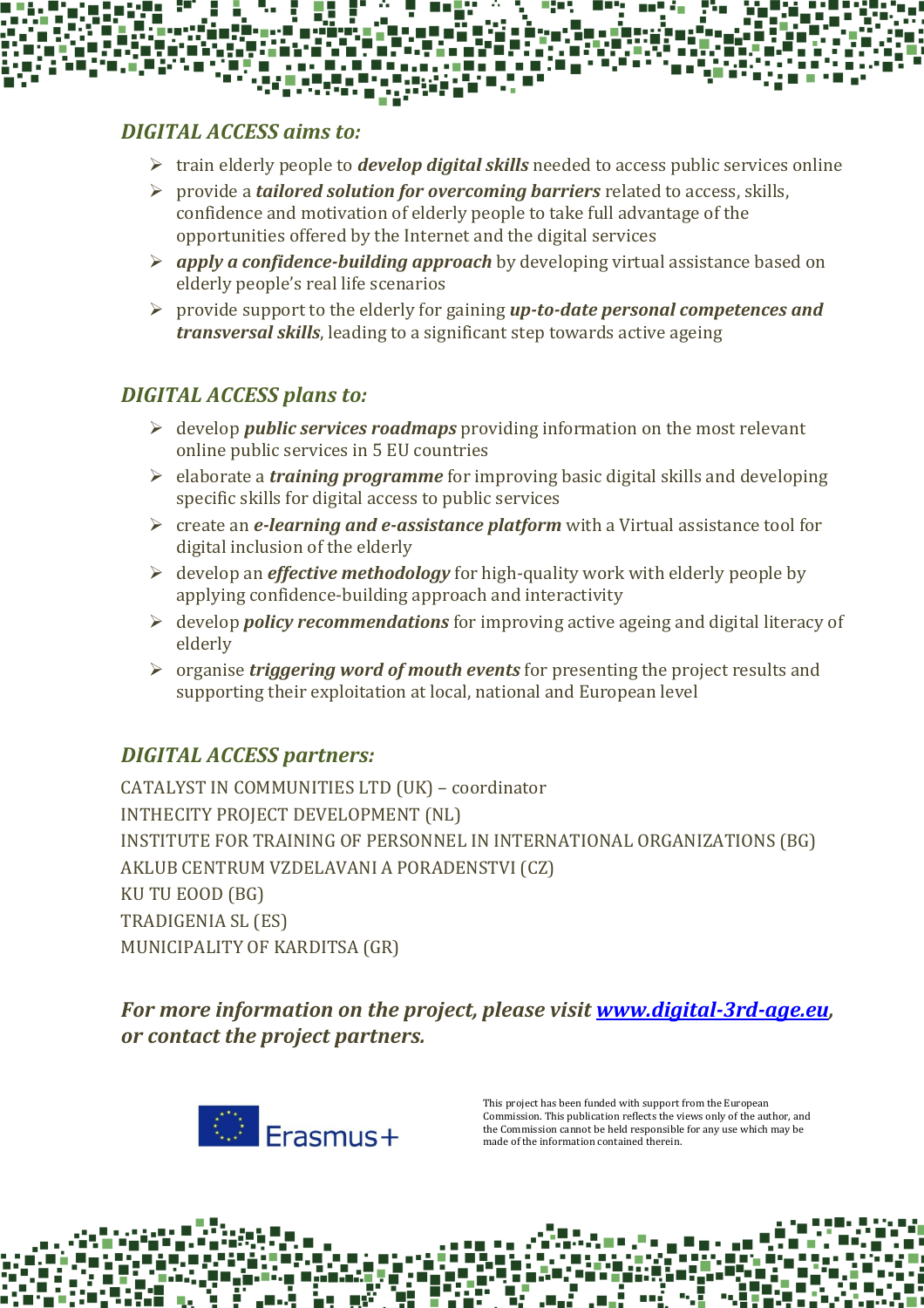## *DIGITAL ACCESS aims to:*

- train elderly people to ***develop digital skills*** needed to access public services online
- provide a ***tailored solution for overcoming barriers*** related to access, skills, confidence and motivation of elderly people to take full advantage of the opportunities offered by the Internet and the digital services
- ***apply a confidence-building approach*** by developing virtual assistance based on elderly people's real life scenarios
- provide support to the elderly for gaining ***up-to-date personal competences and transversal skills***, leading to a significant step towards active ageing

## *DIGITAL ACCESS plans to:*

- develop ***public services roadmaps*** providing information on the most relevant online public services in 5 EU countries
- elaborate a ***training programme*** for improving basic digital skills and developing specific skills for digital access to public services
- create an ***e-learning and e-assistance platform*** with a Virtual assistance tool for digital inclusion of the elderly
- develop an ***effective methodology*** for high-quality work with elderly people by applying confidence-building approach and interactivity
- develop ***policy recommendations*** for improving active ageing and digital literacy of elderly
- organise ***triggering word of mouth events*** for presenting the project results and supporting their exploitation at local, national and European level

## *DIGITAL ACCESS partners:*

CATALYST IN COMMUNITIES LTD (UK) – coordinator
INTHECITY PROJECT DEVELOPMENT (NL)
INSTITUTE FOR TRAINING OF PERSONNEL IN INTERNATIONAL ORGANIZATIONS (BG)
AKLUB CENTRUM VZDELAVANI A PORADENSTVI (CZ)
KU TU EOOD (BG)
TRADIGENIA SL (ES)
MUNICIPALITY OF KARDITSA (GR)

***For more information on the project, please visit [www.digital-3rd-age.eu](http://www.digital-3rd-age.eu), or contact the project partners.***

Erasmus+

This project has been funded with support from the European Commission. This publication reflects the views only of the author, and the Commission cannot be held responsible for any use which may be made of the information contained therein.